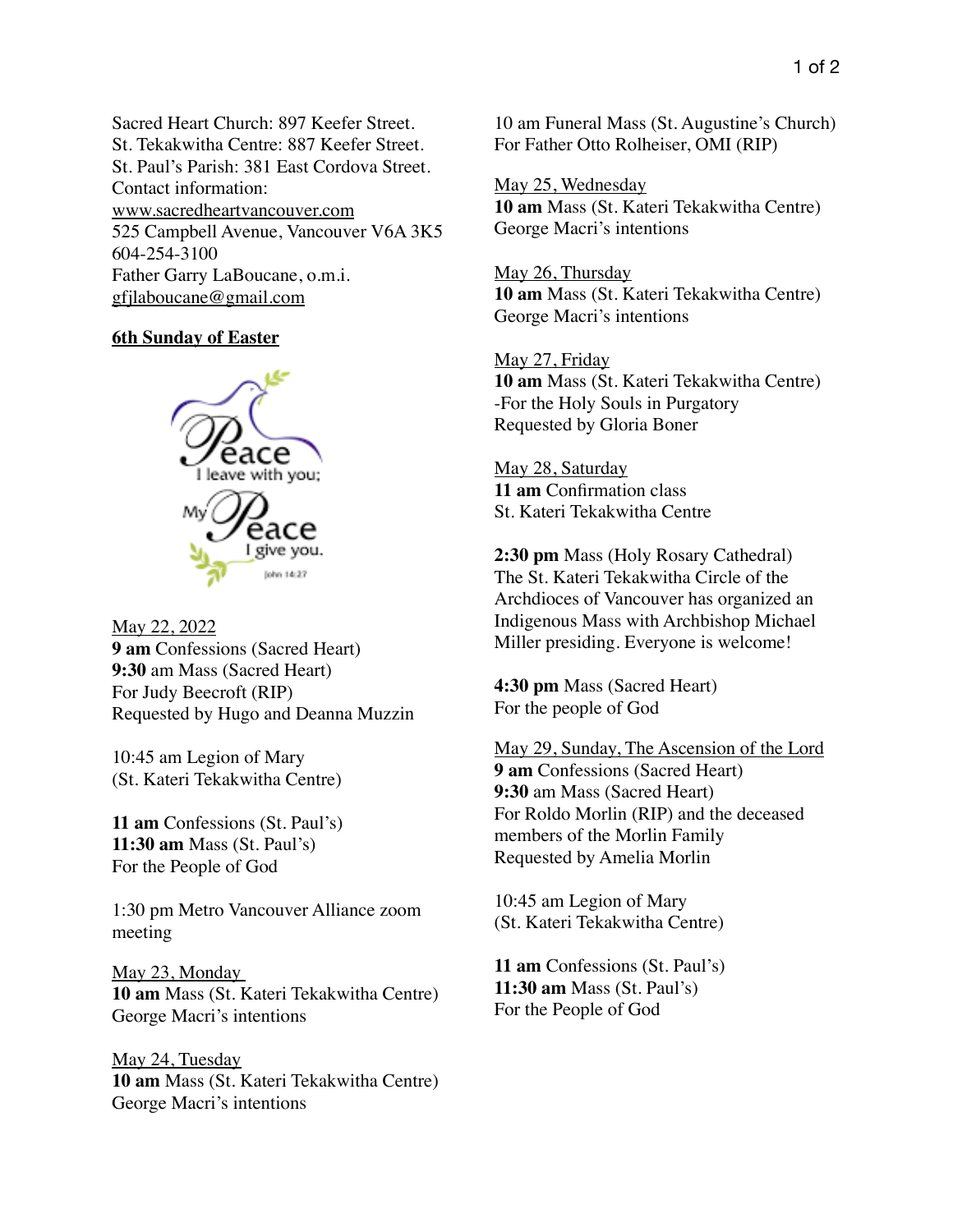Sacred Heart Church: 897 Keefer Street.
St. Tekakwitha Centre: 887 Keefer Street.
St. Paul's Parish: 381 East Cordova Street.
Contact information:
www.sacredheartvancouver.com
525 Campbell Avenue, Vancouver V6A 3K5
604-254-3100
Father Garry LaBoucane, o.m.i.
gfjlaboucane@gmail.com

## 6th Sunday of Easter

Peace I leave with you; My Peace I give you.
John 14:27

May 22, 2022
**9 am** Confessions (Sacred Heart)
**9:30** am Mass (Sacred Heart)
For Judy Beecroft (RIP)
Requested by Hugo and Deanna Muzzin

10:45 am Legion of Mary
(St. Kateri Tekakwitha Centre)

**11 am** Confessions (St. Paul's)
**11:30 am** Mass (St. Paul's)
For the People of God

1:30 pm Metro Vancouver Alliance zoom meeting

May 23, Monday
**10 am** Mass (St. Kateri Tekakwitha Centre)
George Macri's intentions

May 24, Tuesday
**10 am** Mass (St. Kateri Tekakwitha Centre)
George Macri's intentions

10 am Funeral Mass (St. Augustine's Church)
For Father Otto Rolheiser, OMI (RIP)

May 25, Wednesday
**10 am** Mass (St. Kateri Tekakwitha Centre)
George Macri's intentions

May 26, Thursday
**10 am** Mass (St. Kateri Tekakwitha Centre)
George Macri's intentions

May 27, Friday
**10 am** Mass (St. Kateri Tekakwitha Centre)
-For the Holy Souls in Purgatory
Requested by Gloria Boner

May 28, Saturday
**11 am** Confirmation class
St. Kateri Tekakwitha Centre

**2:30 pm** Mass (Holy Rosary Cathedral)
The St. Kateri Tekakwitha Circle of the Archdioces of Vancouver has organized an Indigenous Mass with Archbishop Michael Miller presiding. Everyone is welcome!

**4:30 pm** Mass (Sacred Heart)
For the people of God

May 29, Sunday, The Ascension of the Lord
**9 am** Confessions (Sacred Heart)
**9:30** am Mass (Sacred Heart)
For Roldo Morlin (RIP) and the deceased members of the Morlin Family
Requested by Amelia Morlin

10:45 am Legion of Mary
(St. Kateri Tekakwitha Centre)

**11 am** Confessions (St. Paul's)
**11:30 am** Mass (St. Paul's)
For the People of God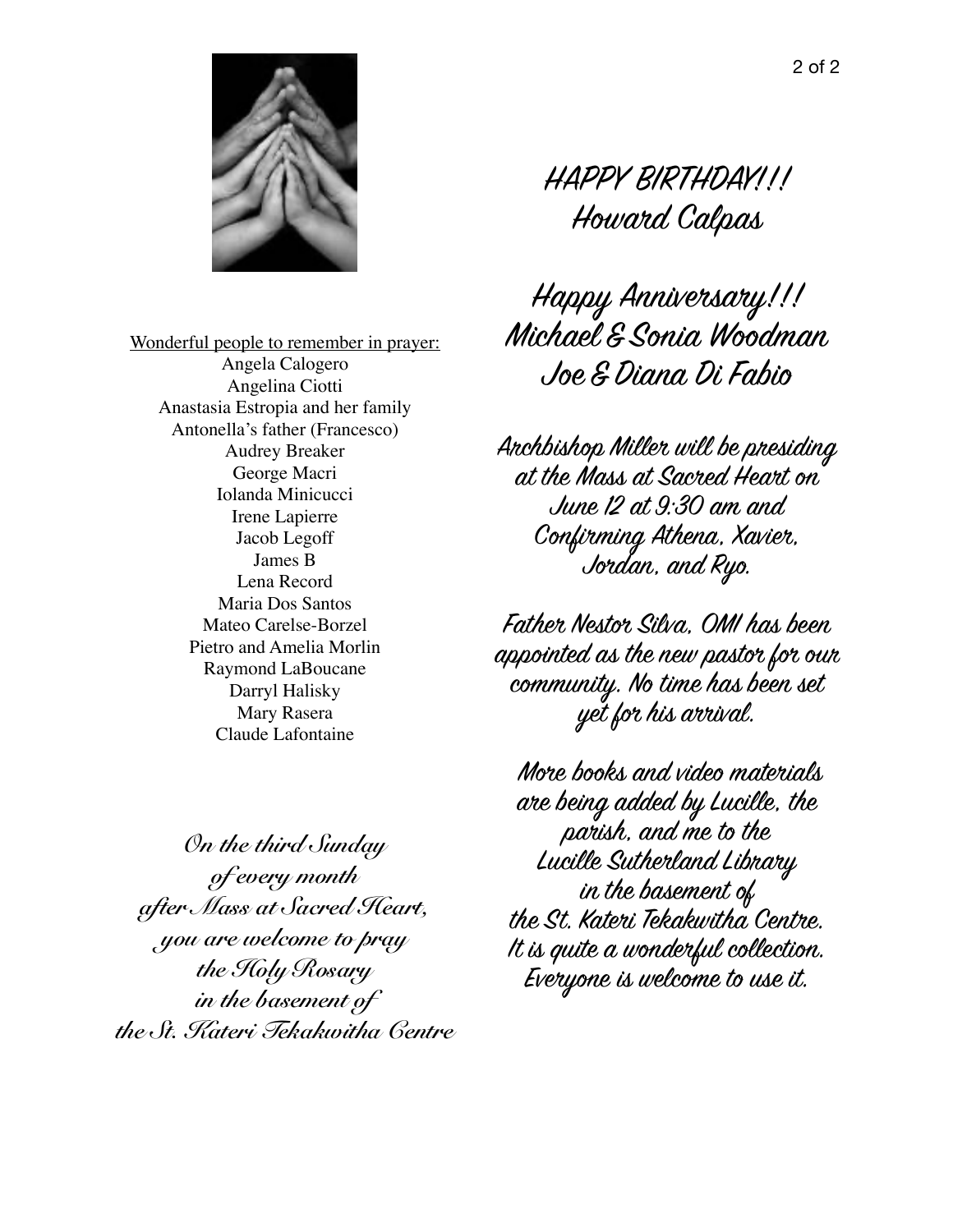Wonderful people to remember in prayer:

Angela Calogero
Angelina Ciotti
Anastasia Estropia and her family
Antonella's father (Francesco)
Audrey Breaker
George Macri
Iolanda Minicucci
Irene Lapierre
Jacob Legoff
James B
Lena Record
Maria Dos Santos
Mateo Carelse-Borzel
Pietro and Amelia Morlin
Raymond LaBoucane
Darryl Halisky
Mary Rasera
Claude Lafontaine

*On the third Sunday of every month after Mass at Sacred Heart, you are welcome to pray the Holy Rosary in the basement of the St. Kateri Tekakwitha Centre*

## HAPPY BIRTHDAY!!!
## Howard Calpas

## Happy Anniversary!!!
## Michael & Sonia Woodman
## Joe & Diana Di Fabio

Archbishop Miller will be presiding at the Mass at Sacred Heart on June 12 at 9:30 am and Confirming Athena, Xavier, Jordan, and Ryo.

Father Nestor Silva, OMI has been appointed as the new pastor for our community. No time has been set yet for his arrival.

More books and video materials are being added by Lucille, the parish, and me to the Lucille Sutherland Library in the basement of the St. Kateri Tekakwitha Centre. It is quite a wonderful collection. Everyone is welcome to use it.